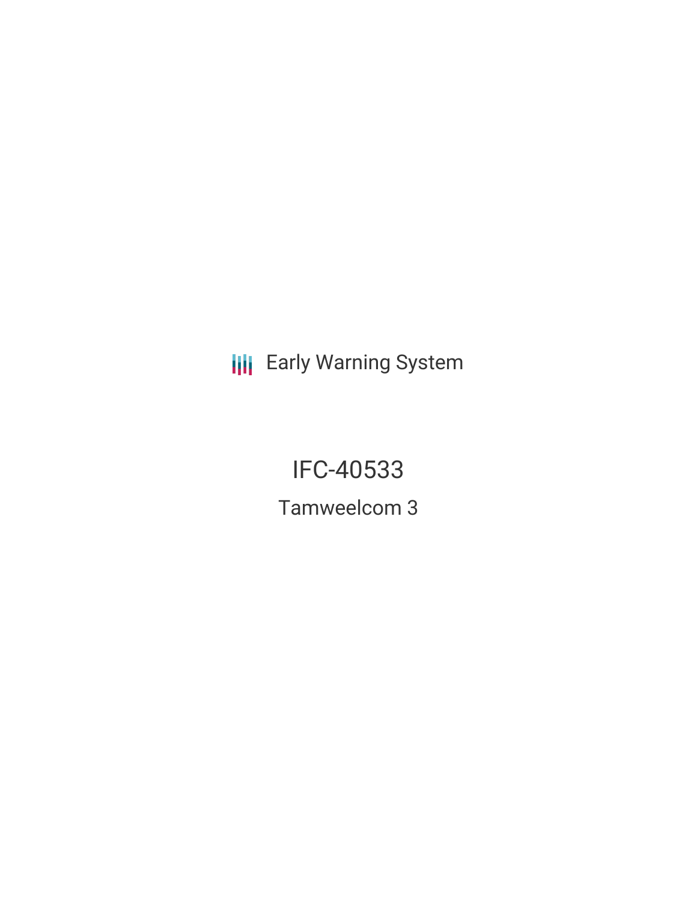Early Warning System

# IFC-40533

## Tamweelcom 3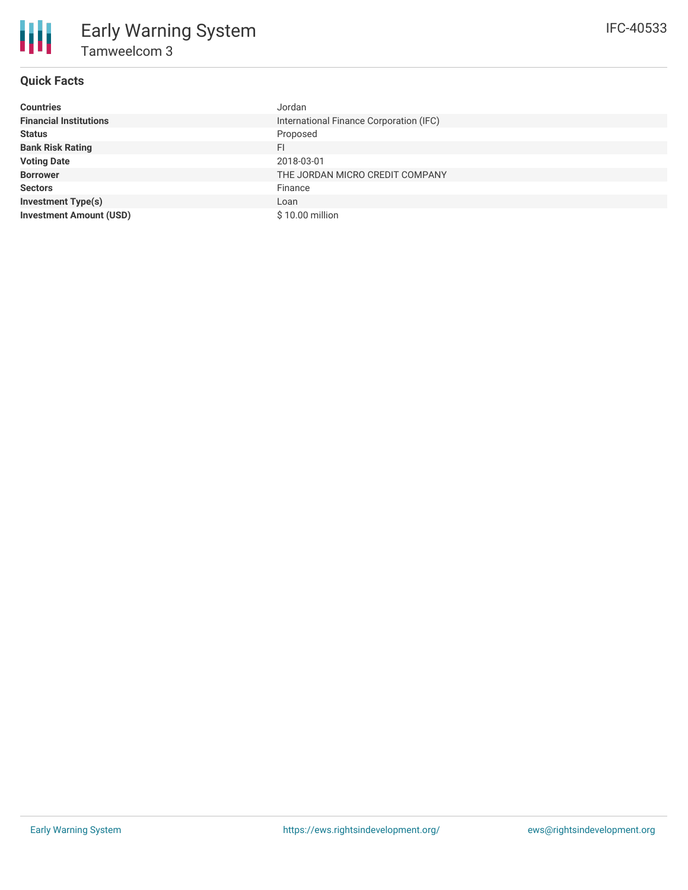# Early Warning System

## Tamweelcom 3

IFC-40533

### Quick Facts

| | |
|---|---|
| **Countries** | Jordan |
| **Financial Institutions** | International Finance Corporation (IFC) |
| **Status** | Proposed |
| **Bank Risk Rating** | FI |
| **Voting Date** | 2018-03-01 |
| **Borrower** | THE JORDAN MICRO CREDIT COMPANY |
| **Sectors** | Finance |
| **Investment Type(s)** | Loan |
| **Investment Amount (USD)** | $ 10.00 million |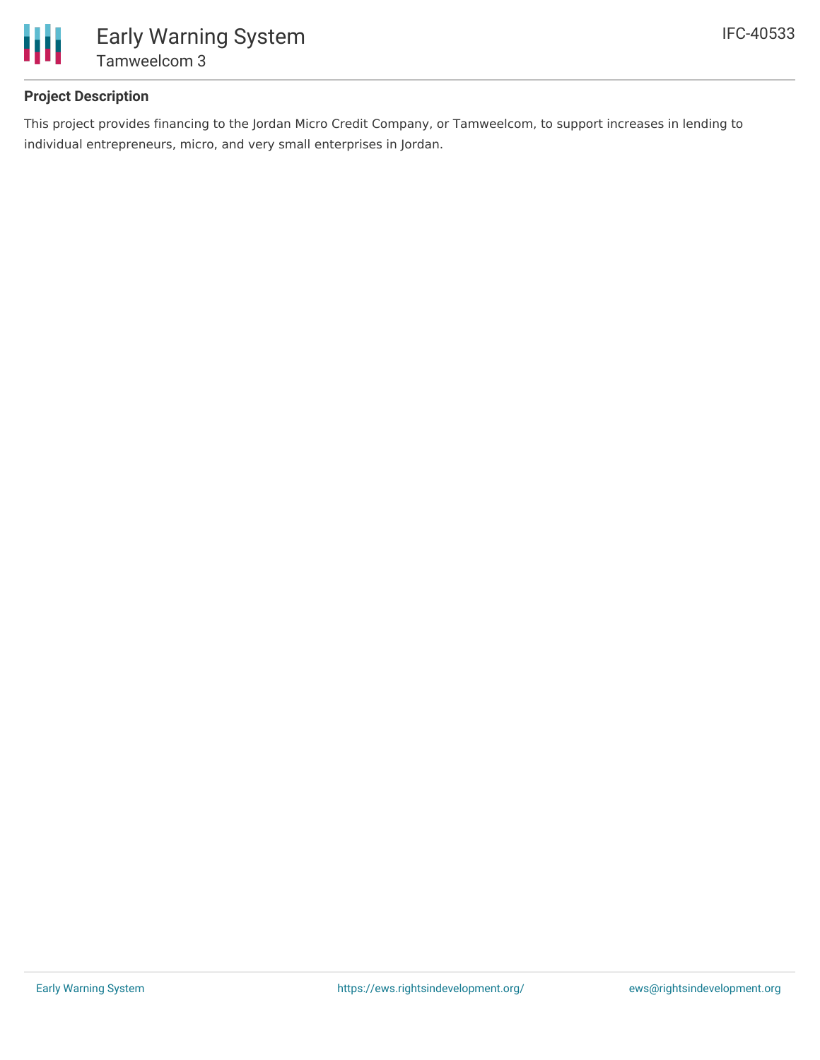## Project Description

This project provides financing to the Jordan Micro Credit Company, or Tamweelcom, to support increases in lending to individual entrepreneurs, micro, and very small enterprises in Jordan.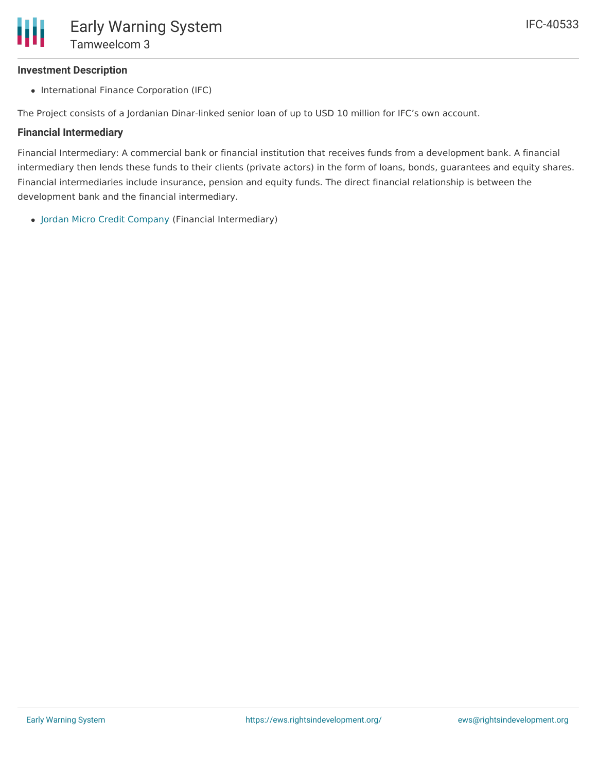### Investment Description

- International Finance Corporation (IFC)

The Project consists of a Jordanian Dinar-linked senior loan of up to USD 10 million for IFC's own account.

### Financial Intermediary

Financial Intermediary: A commercial bank or financial institution that receives funds from a development bank. A financial intermediary then lends these funds to their clients (private actors) in the form of loans, bonds, guarantees and equity shares. Financial intermediaries include insurance, pension and equity funds. The direct financial relationship is between the development bank and the financial intermediary.

- Jordan Micro Credit Company (Financial Intermediary)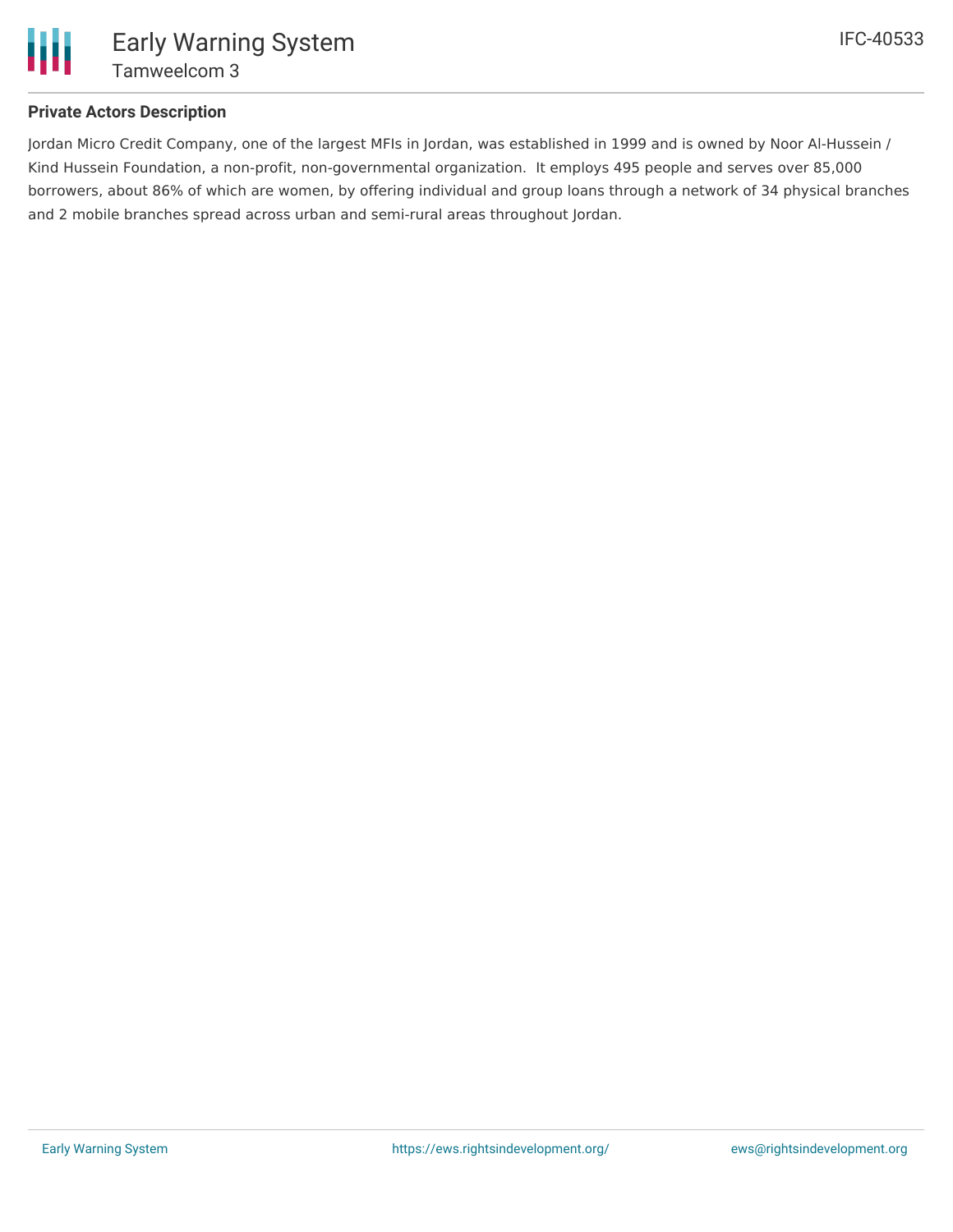## Private Actors Description

Jordan Micro Credit Company, one of the largest MFIs in Jordan, was established in 1999 and is owned by Noor Al-Hussein / Kind Hussein Foundation, a non-profit, non-governmental organization.  It employs 495 people and serves over 85,000 borrowers, about 86% of which are women, by offering individual and group loans through a network of 34 physical branches and 2 mobile branches spread across urban and semi-rural areas throughout Jordan.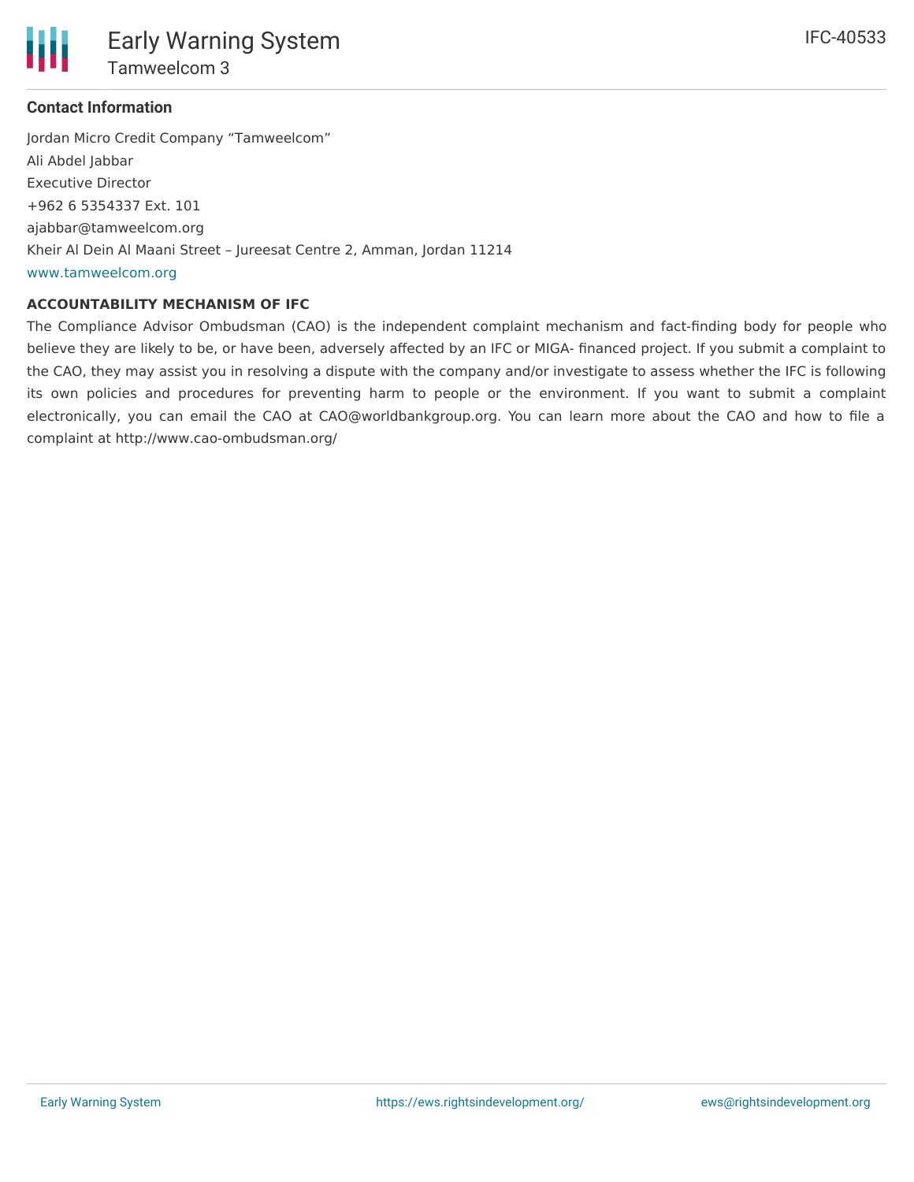### Contact Information

Jordan Micro Credit Company "Tamweelcom"
Ali Abdel Jabbar
Executive Director
+962 6 5354337 Ext. 101
ajabbar@tamweelcom.org
Kheir Al Dein Al Maani Street – Jureesat Centre 2, Amman, Jordan 11214
www.tamweelcom.org

**ACCOUNTABILITY MECHANISM OF IFC**

The Compliance Advisor Ombudsman (CAO) is the independent complaint mechanism and fact-finding body for people who believe they are likely to be, or have been, adversely affected by an IFC or MIGA- financed project. If you submit a complaint to the CAO, they may assist you in resolving a dispute with the company and/or investigate to assess whether the IFC is following its own policies and procedures for preventing harm to people or the environment. If you want to submit a complaint electronically, you can email the CAO at CAO@worldbankgroup.org. You can learn more about the CAO and how to file a complaint at http://www.cao-ombudsman.org/